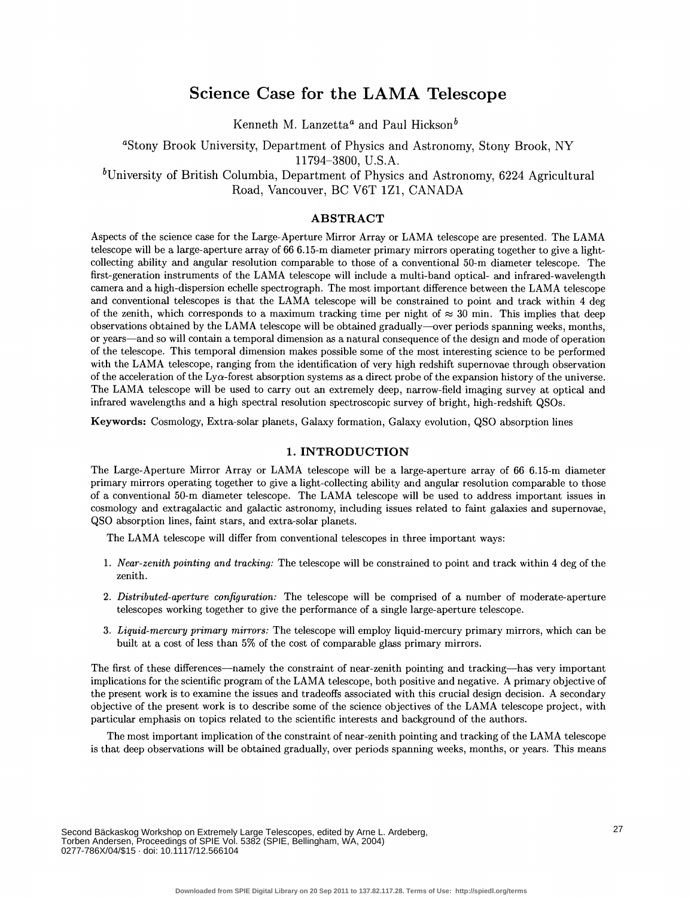# Science Case for the LAMA Telescope

Kenneth M. Lanzetta[a] and Paul Hickson[b]

[a]Stony Brook University, Department of Physics and Astronomy, Stony Brook, NY 11794–3800, U.S.A.

[b]University of British Columbia, Department of Physics and Astronomy, 6224 Agricultural Road, Vancouver, BC V6T 1Z1, CANADA

## ABSTRACT

Aspects of the science case for the Large-Aperture Mirror Array or LAMA telescope are presented. The LAMA telescope will be a large-aperture array of 66 6.15-m diameter primary mirrors operating together to give a light-collecting ability and angular resolution comparable to those of a conventional 50-m diameter telescope. The first-generation instruments of the LAMA telescope will include a multi-band optical- and infrared-wavelength camera and a high-dispersion echelle spectrograph. The most important difference between the LAMA telescope and conventional telescopes is that the LAMA telescope will be constrained to point and track within 4 deg of the zenith, which corresponds to a maximum tracking time per night of $\approx 30$ min. This implies that deep observations obtained by the LAMA telescope will be obtained gradually—over periods spanning weeks, months, or years—and so will contain a temporal dimension as a natural consequence of the design and mode of operation of the telescope. This temporal dimension makes possible some of the most interesting science to be performed with the LAMA telescope, ranging from the identification of very high redshift supernovae through observation of the acceleration of the Ly$\alpha$-forest absorption systems as a direct probe of the expansion history of the universe. The LAMA telescope will be used to carry out an extremely deep, narrow-field imaging survey at optical and infrared wavelengths and a high spectral resolution spectroscopic survey of bright, high-redshift QSOs.

**Keywords:** Cosmology, Extra-solar planets, Galaxy formation, Galaxy evolution, QSO absorption lines

## 1. INTRODUCTION

The Large-Aperture Mirror Array or LAMA telescope will be a large-aperture array of 66 6.15-m diameter primary mirrors operating together to give a light-collecting ability and angular resolution comparable to those of a conventional 50-m diameter telescope. The LAMA telescope will be used to address important issues in cosmology and extragalactic and galactic astronomy, including issues related to faint galaxies and supernovae, QSO absorption lines, faint stars, and extra-solar planets.

The LAMA telescope will differ from conventional telescopes in three important ways:

1. *Near-zenith pointing and tracking:* The telescope will be constrained to point and track within 4 deg of the zenith.
2. *Distributed-aperture configuration:* The telescope will be comprised of a number of moderate-aperture telescopes working together to give the performance of a single large-aperture telescope.
3. *Liquid-mercury primary mirrors:* The telescope will employ liquid-mercury primary mirrors, which can be built at a cost of less than 5% of the cost of comparable glass primary mirrors.

The first of these differences—namely the constraint of near-zenith pointing and tracking—has very important implications for the scientific program of the LAMA telescope, both positive and negative. A primary objective of the present work is to examine the issues and tradeoffs associated with this crucial design decision. A secondary objective of the present work is to describe some of the science objectives of the LAMA telescope project, with particular emphasis on topics related to the scientific interests and background of the authors.

The most important implication of the constraint of near-zenith pointing and tracking of the LAMA telescope is that deep observations will be obtained gradually, over periods spanning weeks, months, or years. This means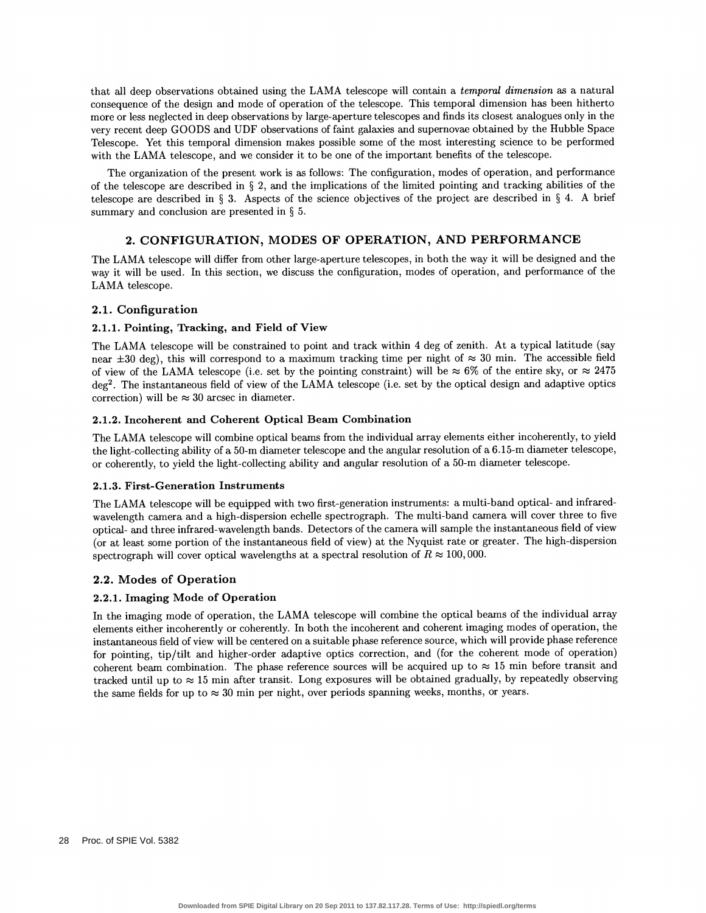that all deep observations obtained using the LAMA telescope will contain a *temporal dimension* as a natural consequence of the design and mode of operation of the telescope. This temporal dimension has been hitherto more or less neglected in deep observations by large-aperture telescopes and finds its closest analogues only in the very recent deep GOODS and UDF observations of faint galaxies and supernovae obtained by the Hubble Space Telescope. Yet this temporal dimension makes possible some of the most interesting science to be performed with the LAMA telescope, and we consider it to be one of the important benefits of the telescope.

The organization of the present work is as follows: The configuration, modes of operation, and performance of the telescope are described in § 2, and the implications of the limited pointing and tracking abilities of the telescope are described in § 3. Aspects of the science objectives of the project are described in § 4. A brief summary and conclusion are presented in § 5.

## 2. CONFIGURATION, MODES OF OPERATION, AND PERFORMANCE

The LAMA telescope will differ from other large-aperture telescopes, in both the way it will be designed and the way it will be used. In this section, we discuss the configuration, modes of operation, and performance of the LAMA telescope.

### 2.1. Configuration

#### 2.1.1. Pointing, Tracking, and Field of View

The LAMA telescope will be constrained to point and track within 4 deg of zenith. At a typical latitude (say near $\pm 30$ deg), this will correspond to a maximum tracking time per night of $\approx 30$ min. The accessible field of view of the LAMA telescope (i.e. set by the pointing constraint) will be $\approx 6\%$ of the entire sky, or $\approx 2475$ deg$^2$. The instantaneous field of view of the LAMA telescope (i.e. set by the optical design and adaptive optics correction) will be $\approx 30$ arcsec in diameter.

#### 2.1.2. Incoherent and Coherent Optical Beam Combination

The LAMA telescope will combine optical beams from the individual array elements either incoherently, to yield the light-collecting ability of a 50-m diameter telescope and the angular resolution of a 6.15-m diameter telescope, or coherently, to yield the light-collecting ability and angular resolution of a 50-m diameter telescope.

#### 2.1.3. First-Generation Instruments

The LAMA telescope will be equipped with two first-generation instruments: a multi-band optical- and infrared-wavelength camera and a high-dispersion echelle spectrograph. The multi-band camera will cover three to five optical- and three infrared-wavelength bands. Detectors of the camera will sample the instantaneous field of view (or at least some portion of the instantaneous field of view) at the Nyquist rate or greater. The high-dispersion spectrograph will cover optical wavelengths at a spectral resolution of $R \approx 100,000$.

### 2.2. Modes of Operation

#### 2.2.1. Imaging Mode of Operation

In the imaging mode of operation, the LAMA telescope will combine the optical beams of the individual array elements either incoherently or coherently. In both the incoherent and coherent imaging modes of operation, the instantaneous field of view will be centered on a suitable phase reference source, which will provide phase reference for pointing, tip/tilt and higher-order adaptive optics correction, and (for the coherent mode of operation) coherent beam combination. The phase reference sources will be acquired up to $\approx 15$ min before transit and tracked until up to $\approx 15$ min after transit. Long exposures will be obtained gradually, by repeatedly observing the same fields for up to $\approx 30$ min per night, over periods spanning weeks, months, or years.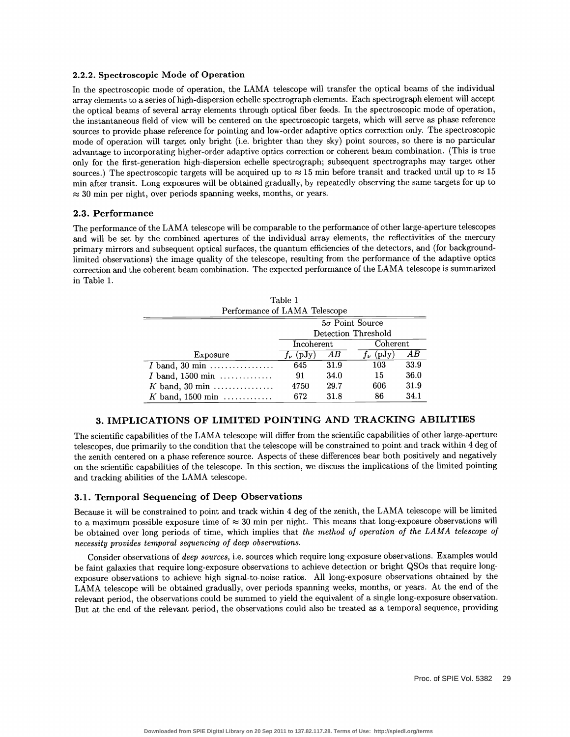### 2.2.2. Spectroscopic Mode of Operation

In the spectroscopic mode of operation, the LAMA telescope will transfer the optical beams of the individual array elements to a series of high-dispersion echelle spectrograph elements. Each spectrograph element will accept the optical beams of several array elements through optical fiber feeds. In the spectroscopic mode of operation, the instantaneous field of view will be centered on the spectroscopic targets, which will serve as phase reference sources to provide phase reference for pointing and low-order adaptive optics correction only. The spectroscopic mode of operation will target only bright (i.e. brighter than they sky) point sources, so there is no particular advantage to incorporating higher-order adaptive optics correction or coherent beam combination. (This is true only for the first-generation high-dispersion echelle spectrograph; subsequent spectrographs may target other sources.) The spectroscopic targets will be acquired up to $\approx 15$ min before transit and tracked until up to $\approx 15$ min after transit. Long exposures will be obtained gradually, by repeatedly observing the same targets for up to $\approx 30$ min per night, over periods spanning weeks, months, or years.

## 2.3. Performance

The performance of the LAMA telescope will be comparable to the performance of other large-aperture telescopes and will be set by the combined apertures of the individual array elements, the reflectivities of the mercury primary mirrors and subsequent optical surfaces, the quantum efficiencies of the detectors, and (for background-limited observations) the image quality of the telescope, resulting from the performance of the adaptive optics correction and the coherent beam combination. The expected performance of the LAMA telescope is summarized in Table 1.

Table 1
Performance of LAMA Telescope

| | $5\sigma$ Point Source Detection Threshold | | | |
|---|---|---|---|---|
| | Incoherent | | Coherent | |
| Exposure | $f_\nu$ (pJy) | $AB$ | $f_\nu$ (pJy) | $AB$ |
| $I$ band, 30 min | 645 | 31.9 | 103 | 33.9 |
| $I$ band, 1500 min | 91 | 34.0 | 15 | 36.0 |
| $K$ band, 30 min | 4750 | 29.7 | 606 | 31.9 |
| $K$ band, 1500 min | 672 | 31.8 | 86 | 34.1 |

# 3. IMPLICATIONS OF LIMITED POINTING AND TRACKING ABILITIES

The scientific capabilities of the LAMA telescope will differ from the scientific capabilities of other large-aperture telescopes, due primarily to the condition that the telescope will be constrained to point and track within 4 deg of the zenith centered on a phase reference source. Aspects of these differences bear both positively and negatively on the scientific capabilities of the telescope. In this section, we discuss the implications of the limited pointing and tracking abilities of the LAMA telescope.

## 3.1. Temporal Sequencing of Deep Observations

Because it will be constrained to point and track within 4 deg of the zenith, the LAMA telescope will be limited to a maximum possible exposure time of $\approx 30$ min per night. This means that long-exposure observations will be obtained over long periods of time, which implies that *the method of operation of the LAMA telescope of necessity provides temporal sequencing of deep observations.*

Consider observations of *deep sources,* i.e. sources which require long-exposure observations. Examples would be faint galaxies that require long-exposure observations to achieve detection or bright QSOs that require long-exposure observations to achieve high signal-to-noise ratios. All long-exposure observations obtained by the LAMA telescope will be obtained gradually, over periods spanning weeks, months, or years. At the end of the relevant period, the observations could be summed to yield the equivalent of a single long-exposure observation. But at the end of the relevant period, the observations could also be treated as a temporal sequence, providing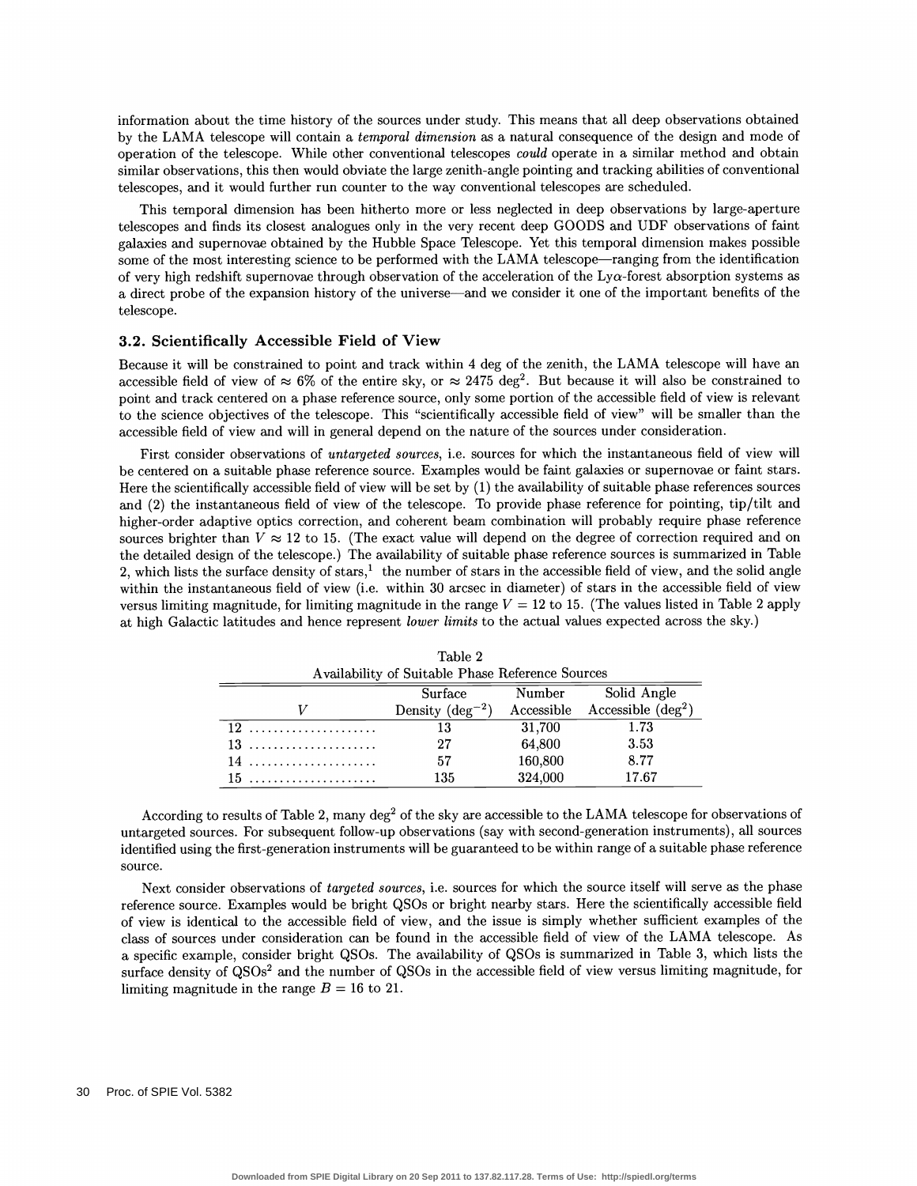information about the time history of the sources under study. This means that all deep observations obtained by the LAMA telescope will contain a *temporal dimension* as a natural consequence of the design and mode of operation of the telescope. While other conventional telescopes *could* operate in a similar method and obtain similar observations, this then would obviate the large zenith-angle pointing and tracking abilities of conventional telescopes, and it would further run counter to the way conventional telescopes are scheduled.

This temporal dimension has been hitherto more or less neglected in deep observations by large-aperture telescopes and finds its closest analogues only in the very recent deep GOODS and UDF observations of faint galaxies and supernovae obtained by the Hubble Space Telescope. Yet this temporal dimension makes possible some of the most interesting science to be performed with the LAMA telescope—ranging from the identification of very high redshift supernovae through observation of the acceleration of the Ly$\alpha$-forest absorption systems as a direct probe of the expansion history of the universe—and we consider it one of the important benefits of the telescope.

### 3.2. Scientifically Accessible Field of View

Because it will be constrained to point and track within 4 deg of the zenith, the LAMA telescope will have an accessible field of view of $\approx 6\%$ of the entire sky, or $\approx 2475$ deg$^2$. But because it will also be constrained to point and track centered on a phase reference source, only some portion of the accessible field of view is relevant to the science objectives of the telescope. This "scientifically accessible field of view" will be smaller than the accessible field of view and will in general depend on the nature of the sources under consideration.

First consider observations of *untargeted sources*, i.e. sources for which the instantaneous field of view will be centered on a suitable phase reference source. Examples would be faint galaxies or supernovae or faint stars. Here the scientifically accessible field of view will be set by (1) the availability of suitable phase references sources and (2) the instantaneous field of view of the telescope. To provide phase reference for pointing, tip/tilt and higher-order adaptive optics correction, and coherent beam combination will probably require phase reference sources brighter than $V \approx 12$ to 15. (The exact value will depend on the degree of correction required and on the detailed design of the telescope.) The availability of suitable phase reference sources is summarized in Table 2, which lists the surface density of stars,[1] the number of stars in the accessible field of view, and the solid angle within the instantaneous field of view (i.e. within 30 arcsec in diameter) of stars in the accessible field of view versus limiting magnitude, for limiting magnitude in the range $V = 12$ to 15. (The values listed in Table 2 apply at high Galactic latitudes and hence represent *lower limits* to the actual values expected across the sky.)

Table 2
Availability of Suitable Phase Reference Sources

| $V$ | Surface Density (deg$^{-2}$) | Number Accessible | Solid Angle Accessible (deg$^2$) |
|---|---|---|---|
| 12 | 13 | 31,700 | 1.73 |
| 13 | 27 | 64,800 | 3.53 |
| 14 | 57 | 160,800 | 8.77 |
| 15 | 135 | 324,000 | 17.67 |

According to results of Table 2, many deg$^2$ of the sky are accessible to the LAMA telescope for observations of untargeted sources. For subsequent follow-up observations (say with second-generation instruments), all sources identified using the first-generation instruments will be guaranteed to be within range of a suitable phase reference source.

Next consider observations of *targeted sources*, i.e. sources for which the source itself will serve as the phase reference source. Examples would be bright QSOs or bright nearby stars. Here the scientifically accessible field of view is identical to the accessible field of view, and the issue is simply whether sufficient examples of the class of sources under consideration can be found in the accessible field of view of the LAMA telescope. As a specific example, consider bright QSOs. The availability of QSOs is summarized in Table 3, which lists the surface density of QSOs[2] and the number of QSOs in the accessible field of view versus limiting magnitude, for limiting magnitude in the range $B = 16$ to 21.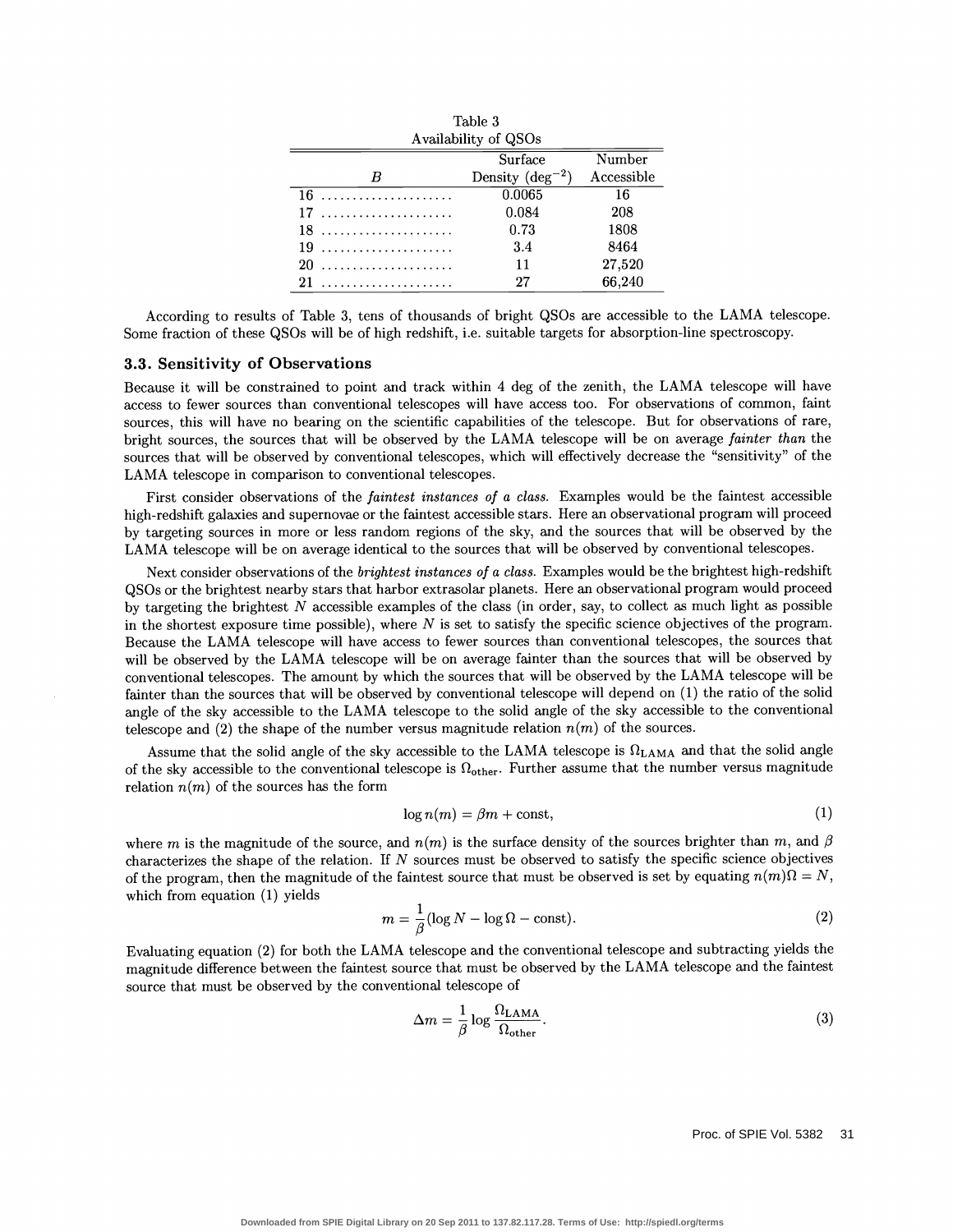Table 3
Availability of QSOs

| $B$ | Surface Density ($\mathrm{deg}^{-2}$) | Number Accessible |
|---|---|---|
| 16 | 0.0065 | 16 |
| 17 | 0.084 | 208 |
| 18 | 0.73 | 1808 |
| 19 | 3.4 | 8464 |
| 20 | 11 | 27,520 |
| 21 | 27 | 66,240 |

According to results of Table 3, tens of thousands of bright QSOs are accessible to the LAMA telescope. Some fraction of these QSOs will be of high redshift, i.e. suitable targets for absorption-line spectroscopy.

### 3.3. Sensitivity of Observations

Because it will be constrained to point and track within 4 deg of the zenith, the LAMA telescope will have access to fewer sources than conventional telescopes will have access too. For observations of common, faint sources, this will have no bearing on the scientific capabilities of the telescope. But for observations of rare, bright sources, the sources that will be observed by the LAMA telescope will be on average *fainter than* the sources that will be observed by conventional telescopes, which will effectively decrease the "sensitivity" of the LAMA telescope in comparison to conventional telescopes.

First consider observations of the *faintest instances of a class.* Examples would be the faintest accessible high-redshift galaxies and supernovae or the faintest accessible stars. Here an observational program will proceed by targeting sources in more or less random regions of the sky, and the sources that will be observed by the LAMA telescope will be on average identical to the sources that will be observed by conventional telescopes.

Next consider observations of the *brightest instances of a class.* Examples would be the brightest high-redshift QSOs or the brightest nearby stars that harbor extrasolar planets. Here an observational program would proceed by targeting the brightest $N$ accessible examples of the class (in order, say, to collect as much light as possible in the shortest exposure time possible), where $N$ is set to satisfy the specific science objectives of the program. Because the LAMA telescope will have access to fewer sources than conventional telescopes, the sources that will be observed by the LAMA telescope will be on average fainter than the sources that will be observed by conventional telescopes. The amount by which the sources that will be observed by the LAMA telescope will be fainter than the sources that will be observed by conventional telescope will depend on (1) the ratio of the solid angle of the sky accessible to the LAMA telescope to the solid angle of the sky accessible to the conventional telescope and (2) the shape of the number versus magnitude relation $n(m)$ of the sources.

Assume that the solid angle of the sky accessible to the LAMA telescope is $\Omega_{\mathrm{LAMA}}$ and that the solid angle of the sky accessible to the conventional telescope is $\Omega_{\mathrm{other}}$. Further assume that the number versus magnitude relation $n(m)$ of the sources has the form

$$\log n(m) = \beta m + \mathrm{const}, \tag{1}$$

where $m$ is the magnitude of the source, and $n(m)$ is the surface density of the sources brighter than $m$, and $\beta$ characterizes the shape of the relation. If $N$ sources must be observed to satisfy the specific science objectives of the program, then the magnitude of the faintest source that must be observed is set by equating $n(m)\Omega = N$, which from equation (1) yields

$$m = \frac{1}{\beta}(\log N - \log \Omega - \mathrm{const}). \tag{2}$$

Evaluating equation (2) for both the LAMA telescope and the conventional telescope and subtracting yields the magnitude difference between the faintest source that must be observed by the LAMA telescope and the faintest source that must be observed by the conventional telescope of

$$\Delta m = \frac{1}{\beta} \log \frac{\Omega_{\mathrm{LAMA}}}{\Omega_{\mathrm{other}}}. \tag{3}$$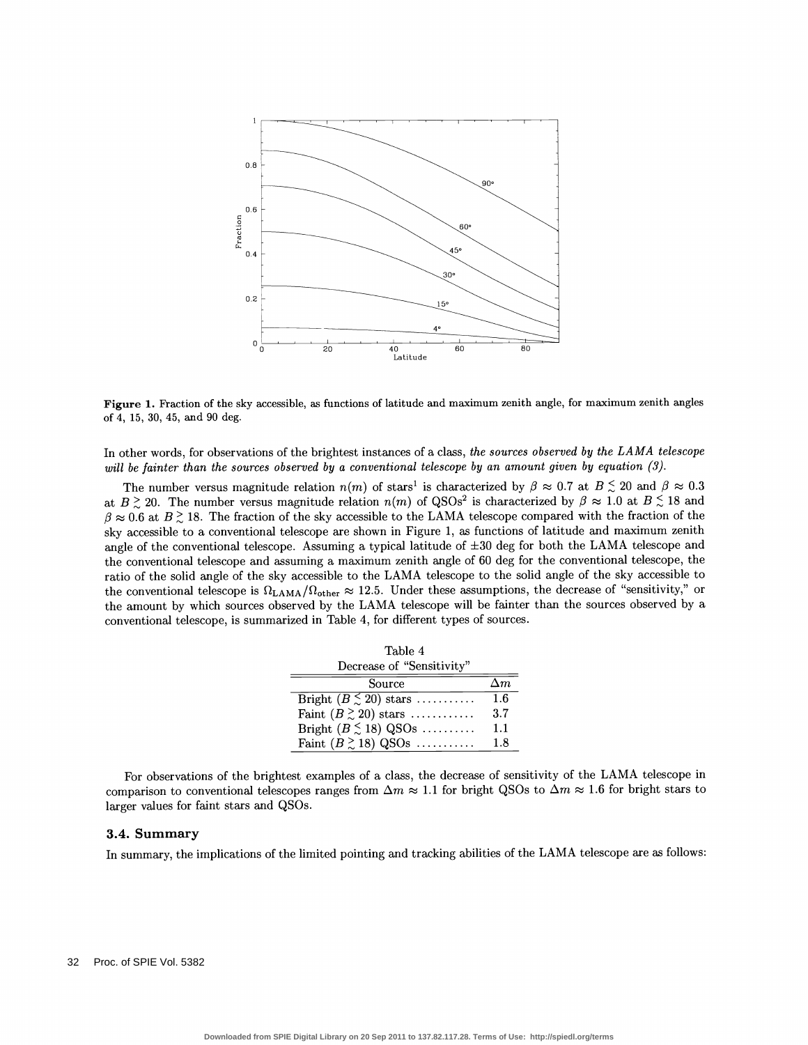**Figure 1.** Fraction of the sky accessible, as functions of latitude and maximum zenith angle, for maximum zenith angles of 4, 15, 30, 45, and 90 deg.

In other words, for observations of the brightest instances of a class, *the sources observed by the LAMA telescope will be fainter than the sources observed by a conventional telescope by an amount given by equation (3).*

The number versus magnitude relation $n(m)$ of stars[1] is characterized by $\beta \approx 0.7$ at $B \lesssim 20$ and $\beta \approx 0.3$ at $B \gtrsim 20$. The number versus magnitude relation $n(m)$ of QSOs[2] is characterized by $\beta \approx 1.0$ at $B \lesssim 18$ and $\beta \approx 0.6$ at $B \gtrsim 18$. The fraction of the sky accessible to the LAMA telescope compared with the fraction of the sky accessible to a conventional telescope are shown in Figure 1, as functions of latitude and maximum zenith angle of the conventional telescope. Assuming a typical latitude of $\pm 30$ deg for both the LAMA telescope and the conventional telescope and assuming a maximum zenith angle of 60 deg for the conventional telescope, the ratio of the solid angle of the sky accessible to the LAMA telescope to the solid angle of the sky accessible to the conventional telescope is $\Omega_{\rm LAMA}/\Omega_{\rm other} \approx 12.5$. Under these assumptions, the decrease of "sensitivity," or the amount by which sources observed by the LAMA telescope will be fainter than the sources observed by a conventional telescope, is summarized in Table 4, for different types of sources.

Table 4
Decrease of "Sensitivity"

| Source | $\Delta m$ |
|---|---|
| Bright ($B \lesssim 20$) stars .......... | 1.6 |
| Faint ($B \gtrsim 20$) stars ........... | 3.7 |
| Bright ($B \lesssim 18$) QSOs ......... | 1.1 |
| Faint ($B \gtrsim 18$) QSOs .......... | 1.8 |

For observations of the brightest examples of a class, the decrease of sensitivity of the LAMA telescope in comparison to conventional telescopes ranges from $\Delta m \approx 1.1$ for bright QSOs to $\Delta m \approx 1.6$ for bright stars to larger values for faint stars and QSOs.

### 3.4. Summary

In summary, the implications of the limited pointing and tracking abilities of the LAMA telescope are as follows: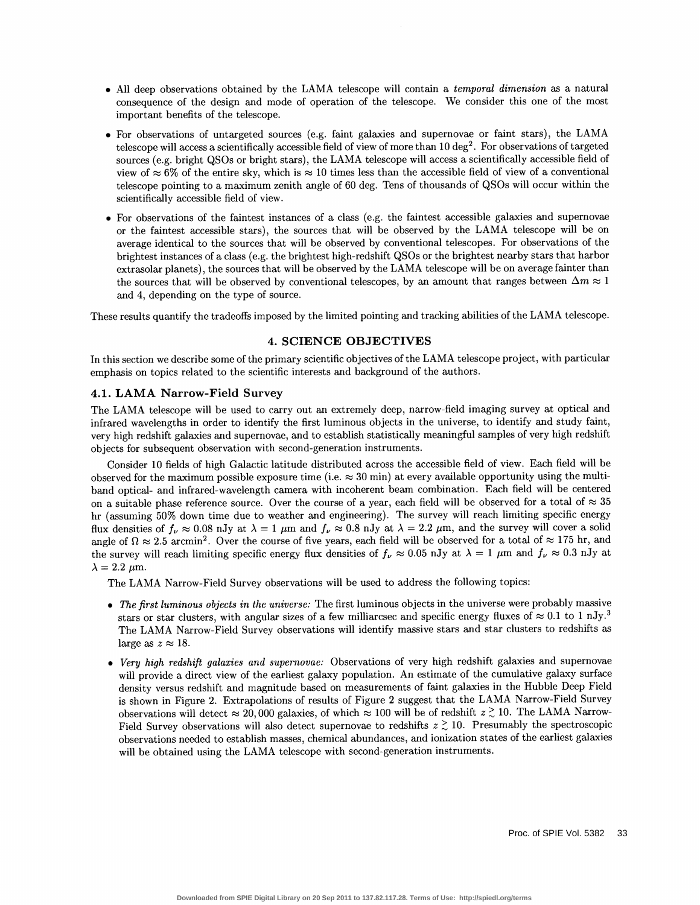- All deep observations obtained by the LAMA telescope will contain a *temporal dimension* as a natural consequence of the design and mode of operation of the telescope. We consider this one of the most important benefits of the telescope.
- For observations of untargeted sources (e.g. faint galaxies and supernovae or faint stars), the LAMA telescope will access a scientifically accessible field of view of more than 10 $\text{deg}^2$. For observations of targeted sources (e.g. bright QSOs or bright stars), the LAMA telescope will access a scientifically accessible field of view of $\approx 6\%$ of the entire sky, which is $\approx 10$ times less than the accessible field of view of a conventional telescope pointing to a maximum zenith angle of 60 deg. Tens of thousands of QSOs will occur within the scientifically accessible field of view.
- For observations of the faintest instances of a class (e.g. the faintest accessible galaxies and supernovae or the faintest accessible stars), the sources that will be observed by the LAMA telescope will be on average identical to the sources that will be observed by conventional telescopes. For observations of the brightest instances of a class (e.g. the brightest high-redshift QSOs or the brightest nearby stars that harbor extrasolar planets), the sources that will be observed by the LAMA telescope will be on average fainter than the sources that will be observed by conventional telescopes, by an amount that ranges between $\Delta m \approx 1$ and 4, depending on the type of source.

These results quantify the tradeoffs imposed by the limited pointing and tracking abilities of the LAMA telescope.

## 4. SCIENCE OBJECTIVES

In this section we describe some of the primary scientific objectives of the LAMA telescope project, with particular emphasis on topics related to the scientific interests and background of the authors.

### 4.1. LAMA Narrow-Field Survey

The LAMA telescope will be used to carry out an extremely deep, narrow-field imaging survey at optical and infrared wavelengths in order to identify the first luminous objects in the universe, to identify and study faint, very high redshift galaxies and supernovae, and to establish statistically meaningful samples of very high redshift objects for subsequent observation with second-generation instruments.

Consider 10 fields of high Galactic latitude distributed across the accessible field of view. Each field will be observed for the maximum possible exposure time (i.e. $\approx 30$ min) at every available opportunity using the multi-band optical- and infrared-wavelength camera with incoherent beam combination. Each field will be centered on a suitable phase reference source. Over the course of a year, each field will be observed for a total of $\approx 35$ hr (assuming 50% down time due to weather and engineering). The survey will reach limiting specific energy flux densities of $f_\nu \approx 0.08$ nJy at $\lambda = 1$ $\mu$m and $f_\nu \approx 0.8$ nJy at $\lambda = 2.2$ $\mu$m, and the survey will cover a solid angle of $\Omega \approx 2.5$ $\text{arcmin}^2$. Over the course of five years, each field will be observed for a total of $\approx 175$ hr, and the survey will reach limiting specific energy flux densities of $f_\nu \approx 0.05$ nJy at $\lambda = 1$ $\mu$m and $f_\nu \approx 0.3$ nJy at $\lambda = 2.2$ $\mu$m.

The LAMA Narrow-Field Survey observations will be used to address the following topics:

- *The first luminous objects in the universe:* The first luminous objects in the universe were probably massive stars or star clusters, with angular sizes of a few milliarcsec and specific energy fluxes of $\approx 0.1$ to 1 nJy.[3] The LAMA Narrow-Field Survey observations will identify massive stars and star clusters to redshifts as large as $z \approx 18$.
- *Very high redshift galaxies and supernovae:* Observations of very high redshift galaxies and supernovae will provide a direct view of the earliest galaxy population. An estimate of the cumulative galaxy surface density versus redshift and magnitude based on measurements of faint galaxies in the Hubble Deep Field is shown in Figure 2. Extrapolations of results of Figure 2 suggest that the LAMA Narrow-Field Survey observations will detect $\approx 20,000$ galaxies, of which $\approx 100$ will be of redshift $z \gtrsim 10$. The LAMA Narrow-Field Survey observations will also detect supernovae to redshifts $z \gtrsim 10$. Presumably the spectroscopic observations needed to establish masses, chemical abundances, and ionization states of the earliest galaxies will be obtained using the LAMA telescope with second-generation instruments.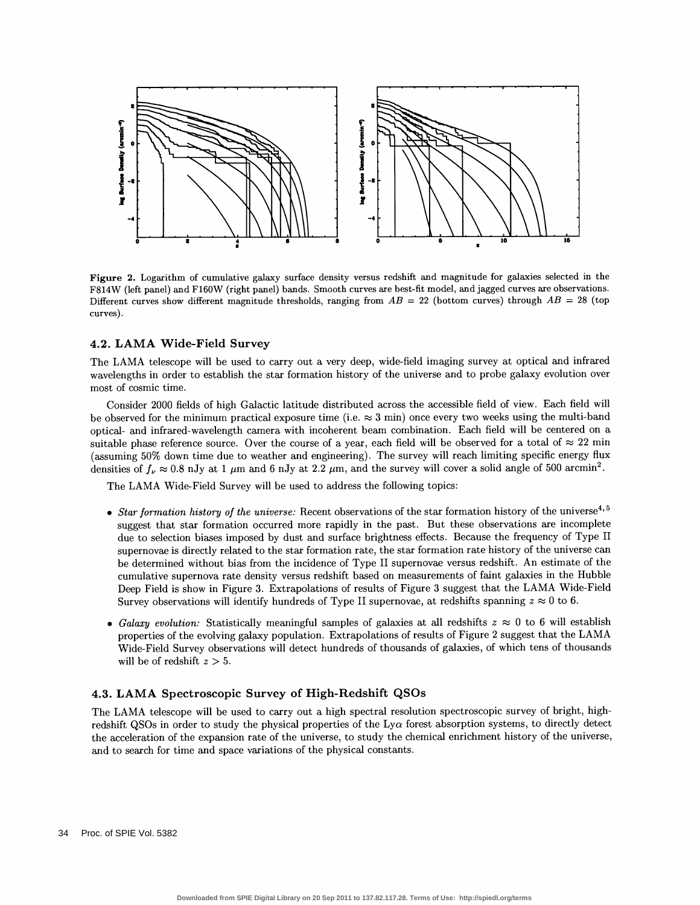Figure 2. Logarithm of cumulative galaxy surface density versus redshift and magnitude for galaxies selected in the F814W (left panel) and F160W (right panel) bands. Smooth curves are best-fit model, and jagged curves are observations. Different curves show different magnitude thresholds, ranging from $AB = 22$ (bottom curves) through $AB = 28$ (top curves).

### 4.2. LAMA Wide-Field Survey

The LAMA telescope will be used to carry out a very deep, wide-field imaging survey at optical and infrared wavelengths in order to establish the star formation history of the universe and to probe galaxy evolution over most of cosmic time.

Consider 2000 fields of high Galactic latitude distributed across the accessible field of view. Each field will be observed for the minimum practical exposure time (i.e. $\approx 3$ min) once every two weeks using the multi-band optical- and infrared-wavelength camera with incoherent beam combination. Each field will be centered on a suitable phase reference source. Over the course of a year, each field will be observed for a total of $\approx 22$ min (assuming 50% down time due to weather and engineering). The survey will reach limiting specific energy flux densities of $f_\nu \approx 0.8$ nJy at 1 $\mu$m and 6 nJy at 2.2 $\mu$m, and the survey will cover a solid angle of 500 arcmin$^2$.

The LAMA Wide-Field Survey will be used to address the following topics:

- *Star formation history of the universe:* Recent observations of the star formation history of the universe[4,5] suggest that star formation occurred more rapidly in the past. But these observations are incomplete due to selection biases imposed by dust and surface brightness effects. Because the frequency of Type II supernovae is directly related to the star formation rate, the star formation rate history of the universe can be determined without bias from the incidence of Type II supernovae versus redshift. An estimate of the cumulative supernova rate density versus redshift based on measurements of faint galaxies in the Hubble Deep Field is show in Figure 3. Extrapolations of results of Figure 3 suggest that the LAMA Wide-Field Survey observations will identify hundreds of Type II supernovae, at redshifts spanning $z \approx 0$ to 6.
- *Galaxy evolution:* Statistically meaningful samples of galaxies at all redshifts $z \approx 0$ to 6 will establish properties of the evolving galaxy population. Extrapolations of results of Figure 2 suggest that the LAMA Wide-Field Survey observations will detect hundreds of thousands of galaxies, of which tens of thousands will be of redshift $z > 5$.

### 4.3. LAMA Spectroscopic Survey of High-Redshift QSOs

The LAMA telescope will be used to carry out a high spectral resolution spectroscopic survey of bright, high-redshift QSOs in order to study the physical properties of the Ly$\alpha$ forest absorption systems, to directly detect the acceleration of the expansion rate of the universe, to study the chemical enrichment history of the universe, and to search for time and space variations of the physical constants.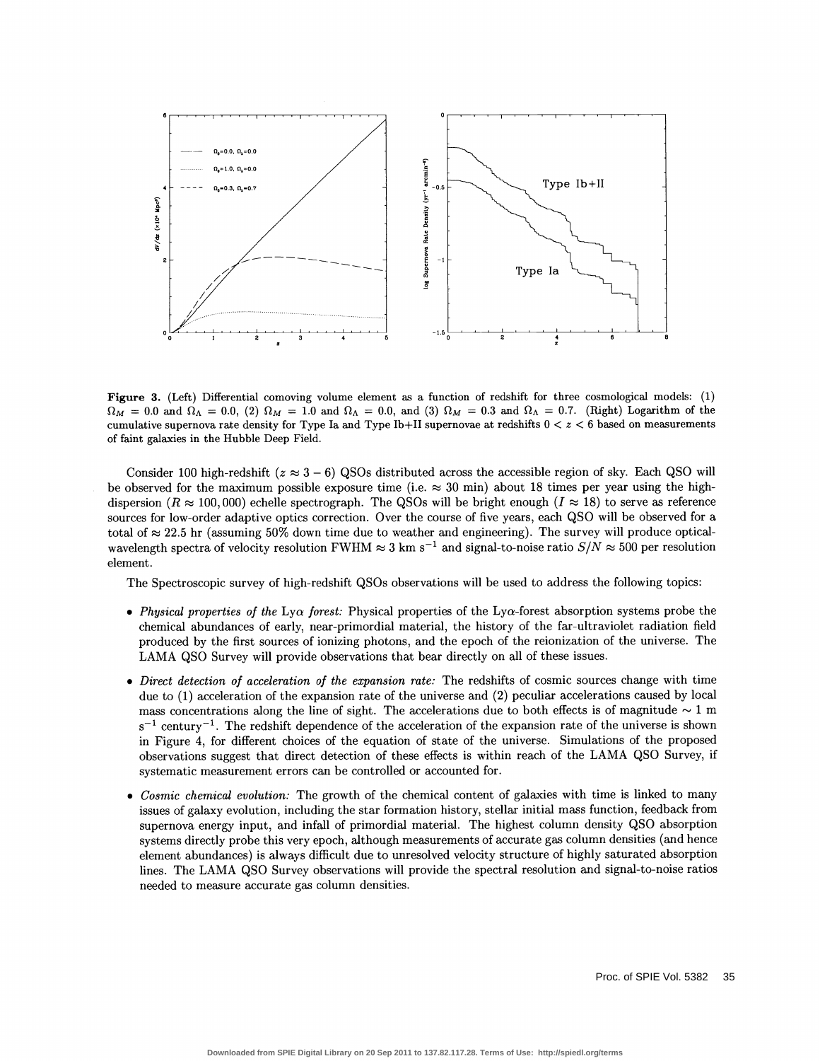**Figure 3.** (Left) Differential comoving volume element as a function of redshift for three cosmological models: (1) $\Omega_M = 0.0$ and $\Omega_\Lambda = 0.0$, (2) $\Omega_M = 1.0$ and $\Omega_\Lambda = 0.0$, and (3) $\Omega_M = 0.3$ and $\Omega_\Lambda = 0.7$. (Right) Logarithm of the cumulative supernova rate density for Type Ia and Type Ib+II supernovae at redshifts $0 < z < 6$ based on measurements of faint galaxies in the Hubble Deep Field.

Consider 100 high-redshift ($z \approx 3 - 6$) QSOs distributed across the accessible region of sky. Each QSO will be observed for the maximum possible exposure time (i.e. $\approx 30$ min) about 18 times per year using the high-dispersion ($R \approx 100,000$) echelle spectrograph. The QSOs will be bright enough ($I \approx 18$) to serve as reference sources for low-order adaptive optics correction. Over the course of five years, each QSO will be observed for a total of $\approx 22.5$ hr (assuming 50% down time due to weather and engineering). The survey will produce optical-wavelength spectra of velocity resolution FWHM $\approx 3$ km s$^{-1}$ and signal-to-noise ratio $S/N \approx 500$ per resolution element.

The Spectroscopic survey of high-redshift QSOs observations will be used to address the following topics:

- *Physical properties of the* Ly$\alpha$ *forest:* Physical properties of the Ly$\alpha$-forest absorption systems probe the chemical abundances of early, near-primordial material, the history of the far-ultraviolet radiation field produced by the first sources of ionizing photons, and the epoch of the reionization of the universe. The LAMA QSO Survey will provide observations that bear directly on all of these issues.
- *Direct detection of acceleration of the expansion rate:* The redshifts of cosmic sources change with time due to (1) acceleration of the expansion rate of the universe and (2) peculiar accelerations caused by local mass concentrations along the line of sight. The accelerations due to both effects is of magnitude $\sim 1$ m s$^{-1}$ century$^{-1}$. The redshift dependence of the acceleration of the expansion rate of the universe is shown in Figure 4, for different choices of the equation of state of the universe. Simulations of the proposed observations suggest that direct detection of these effects is within reach of the LAMA QSO Survey, if systematic measurement errors can be controlled or accounted for.
- *Cosmic chemical evolution:* The growth of the chemical content of galaxies with time is linked to many issues of galaxy evolution, including the star formation history, stellar initial mass function, feedback from supernova energy input, and infall of primordial material. The highest column density QSO absorption systems directly probe this very epoch, although measurements of accurate gas column densities (and hence element abundances) is always difficult due to unresolved velocity structure of highly saturated absorption lines. The LAMA QSO Survey observations will provide the spectral resolution and signal-to-noise ratios needed to measure accurate gas column densities.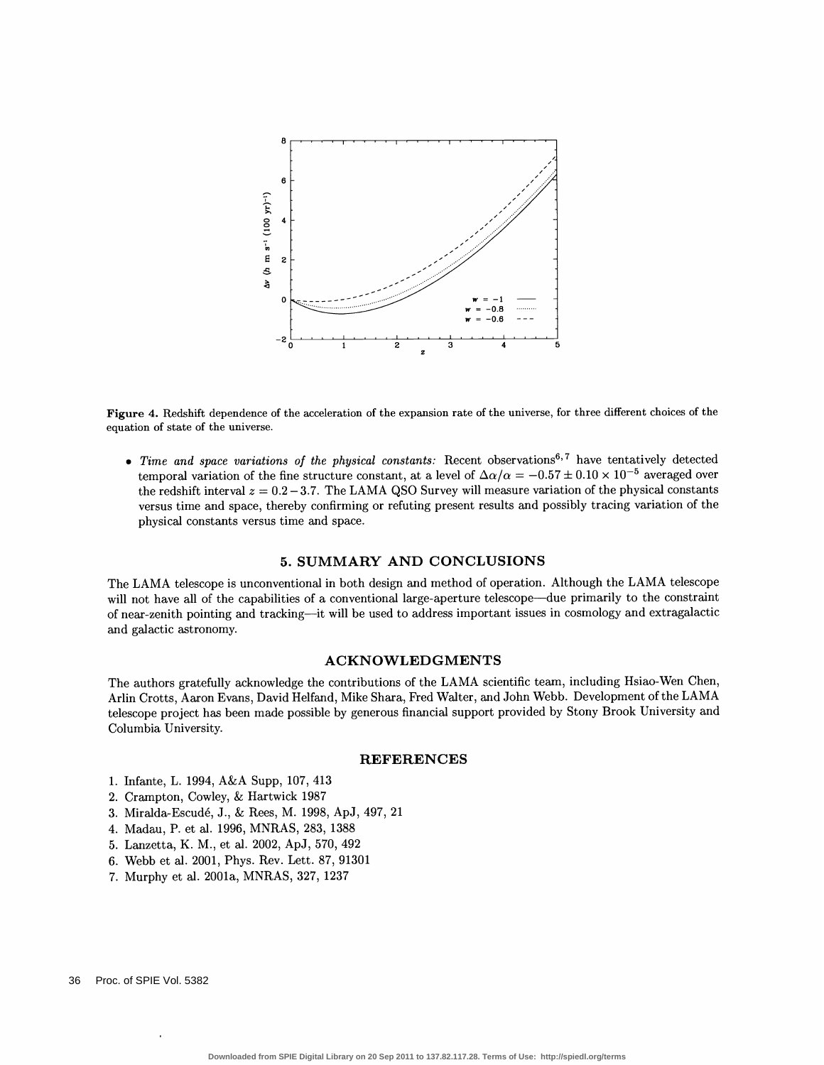8

6

4

2

0

−2

0 1 2 3 4 5

$z$

$\Delta v$ ($h$ m s$^{-1}$ (100 yr)$^{-1}$)

$w = -1$

$w = -0.8$

$w = -0.6$

**Figure 4.** Redshift dependence of the acceleration of the expansion rate of the universe, for three different choices of the equation of state of the universe.

- *Time and space variations of the physical constants:* Recent observations[6,7] have tentatively detected temporal variation of the fine structure constant, at a level of $\Delta\alpha/\alpha = -0.57 \pm 0.10 \times 10^{-5}$ averaged over the redshift interval $z = 0.2 - 3.7$. The LAMA QSO Survey will measure variation of the physical constants versus time and space, thereby confirming or refuting present results and possibly tracing variation of the physical constants versus time and space.

## 5. SUMMARY AND CONCLUSIONS

The LAMA telescope is unconventional in both design and method of operation. Although the LAMA telescope will not have all of the capabilities of a conventional large-aperture telescope—due primarily to the constraint of near-zenith pointing and tracking—it will be used to address important issues in cosmology and extragalactic and galactic astronomy.

## ACKNOWLEDGMENTS

The authors gratefully acknowledge the contributions of the LAMA scientific team, including Hsiao-Wen Chen, Arlin Crotts, Aaron Evans, David Helfand, Mike Shara, Fred Walter, and John Webb. Development of the LAMA telescope project has been made possible by generous financial support provided by Stony Brook University and Columbia University.

## REFERENCES

1. Infante, L. 1994, A&A Supp, 107, 413
2. Crampton, Cowley, & Hartwick 1987
3. Miralda-Escudé, J., & Rees, M. 1998, ApJ, 497, 21
4. Madau, P. et al. 1996, MNRAS, 283, 1388
5. Lanzetta, K. M., et al. 2002, ApJ, 570, 492
6. Webb et al. 2001, Phys. Rev. Lett. 87, 91301
7. Murphy et al. 2001a, MNRAS, 327, 1237